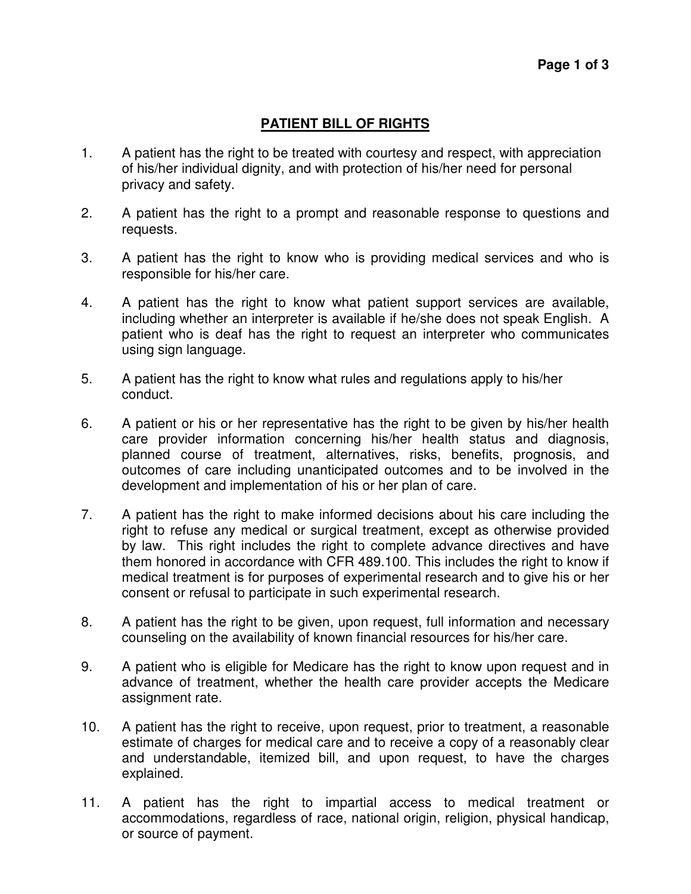# PATIENT BILL OF RIGHTS

1. A patient has the right to be treated with courtesy and respect, with appreciation of his/her individual dignity, and with protection of his/her need for personal privacy and safety.

2. A patient has the right to a prompt and reasonable response to questions and requests.

3. A patient has the right to know who is providing medical services and who is responsible for his/her care.

4. A patient has the right to know what patient support services are available, including whether an interpreter is available if he/she does not speak English. A patient who is deaf has the right to request an interpreter who communicates using sign language.

5. A patient has the right to know what rules and regulations apply to his/her conduct.

6. A patient or his or her representative has the right to be given by his/her health care provider information concerning his/her health status and diagnosis, planned course of treatment, alternatives, risks, benefits, prognosis, and outcomes of care including unanticipated outcomes and to be involved in the development and implementation of his or her plan of care.

7. A patient has the right to make informed decisions about his care including the right to refuse any medical or surgical treatment, except as otherwise provided by law. This right includes the right to complete advance directives and have them honored in accordance with CFR 489.100. This includes the right to know if medical treatment is for purposes of experimental research and to give his or her consent or refusal to participate in such experimental research.

8. A patient has the right to be given, upon request, full information and necessary counseling on the availability of known financial resources for his/her care.

9. A patient who is eligible for Medicare has the right to know upon request and in advance of treatment, whether the health care provider accepts the Medicare assignment rate.

10. A patient has the right to receive, upon request, prior to treatment, a reasonable estimate of charges for medical care and to receive a copy of a reasonably clear and understandable, itemized bill, and upon request, to have the charges explained.

11. A patient has the right to impartial access to medical treatment or accommodations, regardless of race, national origin, religion, physical handicap, or source of payment.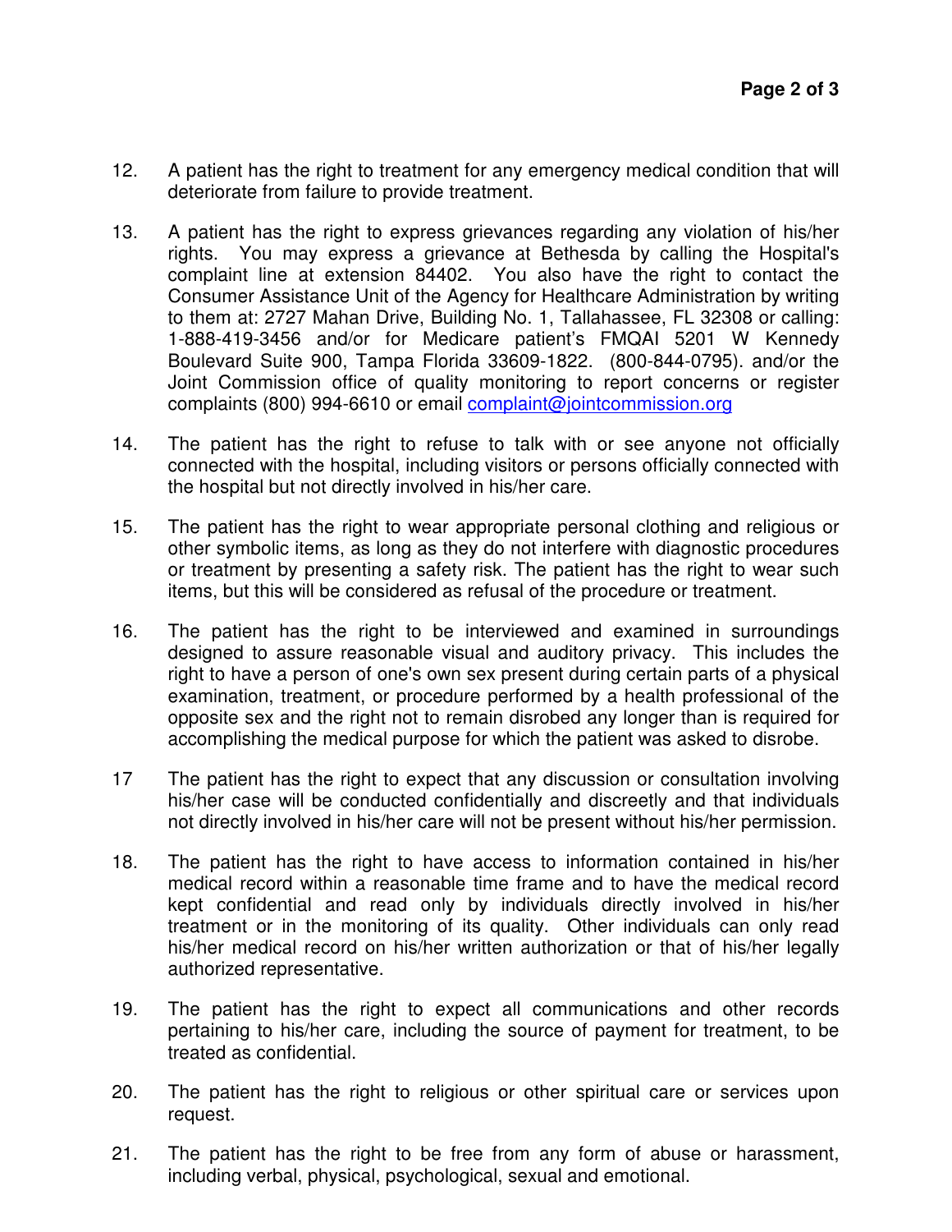12. A patient has the right to treatment for any emergency medical condition that will deteriorate from failure to provide treatment.

13. A patient has the right to express grievances regarding any violation of his/her rights. You may express a grievance at Bethesda by calling the Hospital's complaint line at extension 84402. You also have the right to contact the Consumer Assistance Unit of the Agency for Healthcare Administration by writing to them at: 2727 Mahan Drive, Building No. 1, Tallahassee, FL 32308 or calling: 1-888-419-3456 and/or for Medicare patient's FMQAI 5201 W Kennedy Boulevard Suite 900, Tampa Florida 33609-1822. (800-844-0795). and/or the Joint Commission office of quality monitoring to report concerns or register complaints (800) 994-6610 or email complaint@jointcommission.org

14. The patient has the right to refuse to talk with or see anyone not officially connected with the hospital, including visitors or persons officially connected with the hospital but not directly involved in his/her care.

15. The patient has the right to wear appropriate personal clothing and religious or other symbolic items, as long as they do not interfere with diagnostic procedures or treatment by presenting a safety risk. The patient has the right to wear such items, but this will be considered as refusal of the procedure or treatment.

16. The patient has the right to be interviewed and examined in surroundings designed to assure reasonable visual and auditory privacy. This includes the right to have a person of one's own sex present during certain parts of a physical examination, treatment, or procedure performed by a health professional of the opposite sex and the right not to remain disrobed any longer than is required for accomplishing the medical purpose for which the patient was asked to disrobe.

17 The patient has the right to expect that any discussion or consultation involving his/her case will be conducted confidentially and discreetly and that individuals not directly involved in his/her care will not be present without his/her permission.

18. The patient has the right to have access to information contained in his/her medical record within a reasonable time frame and to have the medical record kept confidential and read only by individuals directly involved in his/her treatment or in the monitoring of its quality. Other individuals can only read his/her medical record on his/her written authorization or that of his/her legally authorized representative.

19. The patient has the right to expect all communications and other records pertaining to his/her care, including the source of payment for treatment, to be treated as confidential.

20. The patient has the right to religious or other spiritual care or services upon request.

21. The patient has the right to be free from any form of abuse or harassment, including verbal, physical, psychological, sexual and emotional.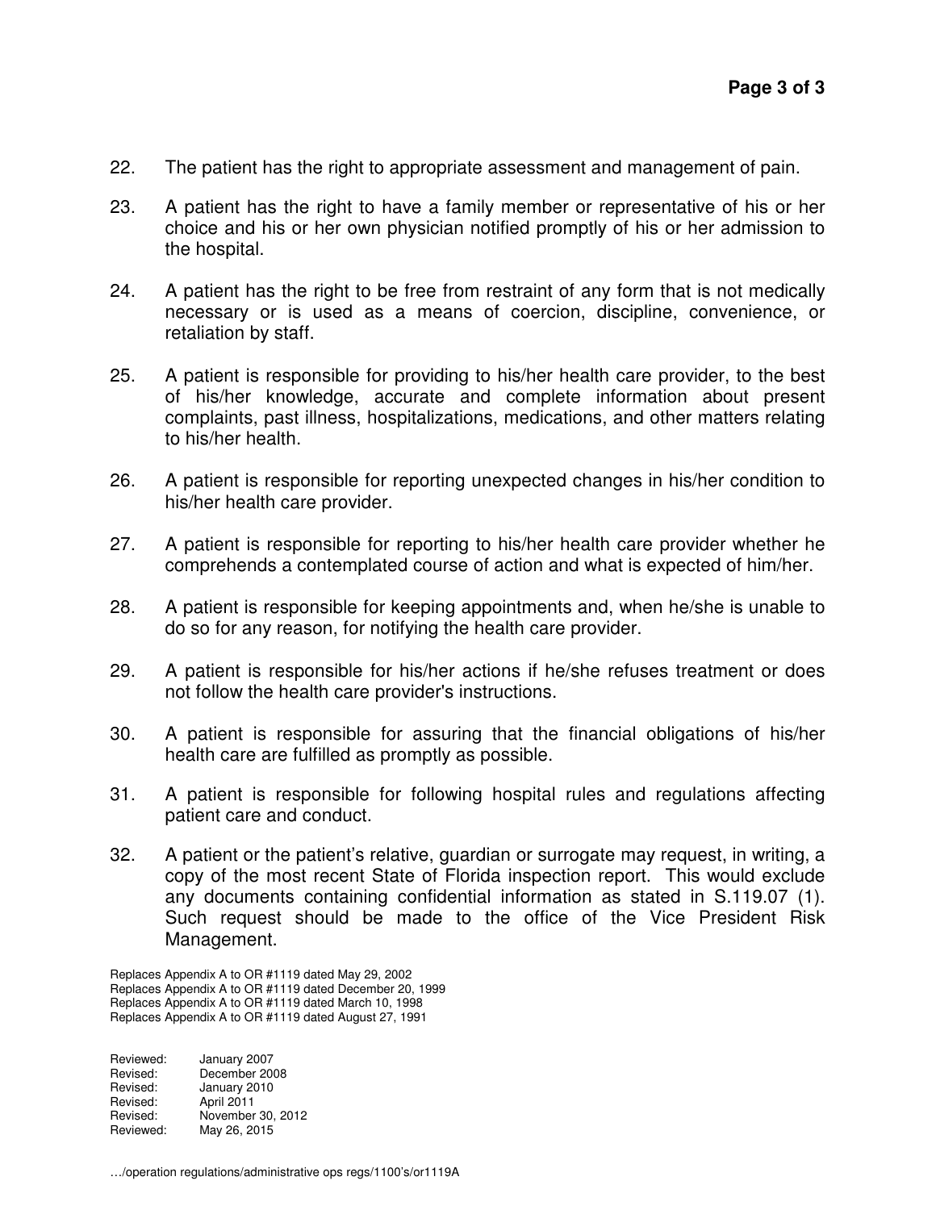22. The patient has the right to appropriate assessment and management of pain.

23. A patient has the right to have a family member or representative of his or her choice and his or her own physician notified promptly of his or her admission to the hospital.

24. A patient has the right to be free from restraint of any form that is not medically necessary or is used as a means of coercion, discipline, convenience, or retaliation by staff.

25. A patient is responsible for providing to his/her health care provider, to the best of his/her knowledge, accurate and complete information about present complaints, past illness, hospitalizations, medications, and other matters relating to his/her health.

26. A patient is responsible for reporting unexpected changes in his/her condition to his/her health care provider.

27. A patient is responsible for reporting to his/her health care provider whether he comprehends a contemplated course of action and what is expected of him/her.

28. A patient is responsible for keeping appointments and, when he/she is unable to do so for any reason, for notifying the health care provider.

29. A patient is responsible for his/her actions if he/she refuses treatment or does not follow the health care provider's instructions.

30. A patient is responsible for assuring that the financial obligations of his/her health care are fulfilled as promptly as possible.

31. A patient is responsible for following hospital rules and regulations affecting patient care and conduct.

32. A patient or the patient's relative, guardian or surrogate may request, in writing, a copy of the most recent State of Florida inspection report. This would exclude any documents containing confidential information as stated in S.119.07 (1). Such request should be made to the office of the Vice President Risk Management.

Replaces Appendix A to OR #1119 dated May 29, 2002
Replaces Appendix A to OR #1119 dated December 20, 1999
Replaces Appendix A to OR #1119 dated March 10, 1998
Replaces Appendix A to OR #1119 dated August 27, 1991

| | |
|---|---|
| Reviewed: | January 2007 |
| Revised: | December 2008 |
| Revised: | January 2010 |
| Revised: | April 2011 |
| Revised: | November 30, 2012 |
| Reviewed: | May 26, 2015 |

…/operation regulations/administrative ops regs/1100's/or1119A